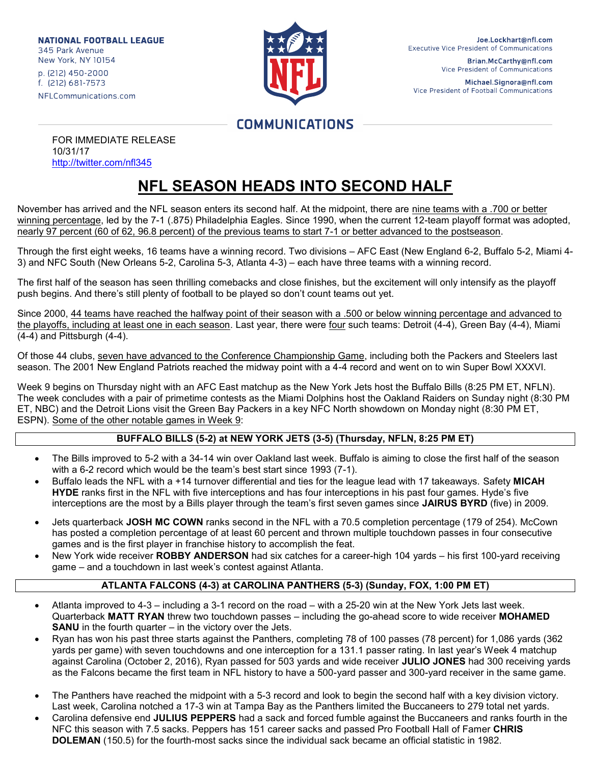NATIONAL FOOTBALL LEAGUE
345 Park Avenue
New York, NY 10154
p. (212) 450-2000
f. (212) 681-7573
NFLCommunications.com

Joe.Lockhart@nfl.com
Executive Vice President of Communications

Brian.McCarthy@nfl.com
Vice President of Communications

Michael.Signora@nfl.com
Vice President of Football Communications

COMMUNICATIONS

FOR IMMEDIATE RELEASE
10/31/17
http://twitter.com/nfl345

# NFL SEASON HEADS INTO SECOND HALF

November has arrived and the NFL season enters its second half. At the midpoint, there are nine teams with a .700 or better winning percentage, led by the 7-1 (.875) Philadelphia Eagles. Since 1990, when the current 12-team playoff format was adopted, nearly 97 percent (60 of 62, 96.8 percent) of the previous teams to start 7-1 or better advanced to the postseason.

Through the first eight weeks, 16 teams have a winning record. Two divisions – AFC East (New England 6-2, Buffalo 5-2, Miami 4-3) and NFC South (New Orleans 5-2, Carolina 5-3, Atlanta 4-3) – each have three teams with a winning record.

The first half of the season has seen thrilling comebacks and close finishes, but the excitement will only intensify as the playoff push begins. And there's still plenty of football to be played so don't count teams out yet.

Since 2000, 44 teams have reached the halfway point of their season with a .500 or below winning percentage and advanced to the playoffs, including at least one in each season. Last year, there were four such teams: Detroit (4-4), Green Bay (4-4), Miami (4-4) and Pittsburgh (4-4).

Of those 44 clubs, seven have advanced to the Conference Championship Game, including both the Packers and Steelers last season. The 2001 New England Patriots reached the midway point with a 4-4 record and went on to win Super Bowl XXXVI.

Week 9 begins on Thursday night with an AFC East matchup as the New York Jets host the Buffalo Bills (8:25 PM ET, NFLN). The week concludes with a pair of primetime contests as the Miami Dolphins host the Oakland Raiders on Sunday night (8:30 PM ET, NBC) and the Detroit Lions visit the Green Bay Packers in a key NFC North showdown on Monday night (8:30 PM ET, ESPN). Some of the other notable games in Week 9:

### BUFFALO BILLS (5-2) at NEW YORK JETS (3-5) (Thursday, NFLN, 8:25 PM ET)

- The Bills improved to 5-2 with a 34-14 win over Oakland last week. Buffalo is aiming to close the first half of the season with a 6-2 record which would be the team's best start since 1993 (7-1).
- Buffalo leads the NFL with a +14 turnover differential and ties for the league lead with 17 takeaways. Safety **MICAH HYDE** ranks first in the NFL with five interceptions and has four interceptions in his past four games. Hyde's five interceptions are the most by a Bills player through the team's first seven games since **JAIRUS BYRD** (five) in 2009.
- Jets quarterback **JOSH MC COWN** ranks second in the NFL with a 70.5 completion percentage (179 of 254). McCown has posted a completion percentage of at least 60 percent and thrown multiple touchdown passes in four consecutive games and is the first player in franchise history to accomplish the feat.
- New York wide receiver **ROBBY ANDERSON** had six catches for a career-high 104 yards – his first 100-yard receiving game – and a touchdown in last week's contest against Atlanta.

### ATLANTA FALCONS (4-3) at CAROLINA PANTHERS (5-3) (Sunday, FOX, 1:00 PM ET)

- Atlanta improved to 4-3 – including a 3-1 record on the road – with a 25-20 win at the New York Jets last week. Quarterback **MATT RYAN** threw two touchdown passes – including the go-ahead score to wide receiver **MOHAMED SANU** in the fourth quarter – in the victory over the Jets.
- Ryan has won his past three starts against the Panthers, completing 78 of 100 passes (78 percent) for 1,086 yards (362 yards per game) with seven touchdowns and one interception for a 131.1 passer rating. In last year's Week 4 matchup against Carolina (October 2, 2016), Ryan passed for 503 yards and wide receiver **JULIO JONES** had 300 receiving yards as the Falcons became the first team in NFL history to have a 500-yard passer and 300-yard receiver in the same game.
- The Panthers have reached the midpoint with a 5-3 record and look to begin the second half with a key division victory. Last week, Carolina notched a 17-3 win at Tampa Bay as the Panthers limited the Buccaneers to 279 total net yards.
- Carolina defensive end **JULIUS PEPPERS** had a sack and forced fumble against the Buccaneers and ranks fourth in the NFC this season with 7.5 sacks. Peppers has 151 career sacks and passed Pro Football Hall of Famer **CHRIS DOLEMAN** (150.5) for the fourth-most sacks since the individual sack became an official statistic in 1982.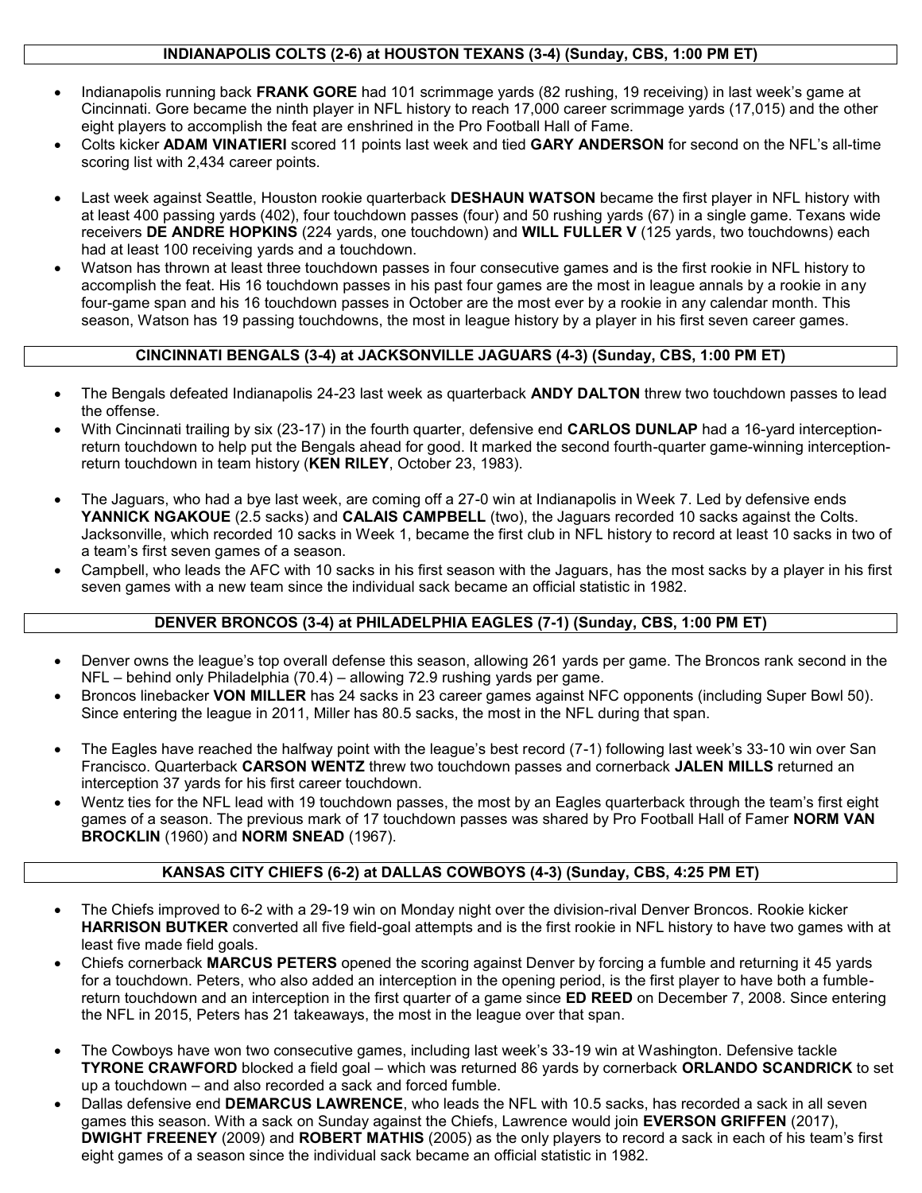### INDIANAPOLIS COLTS (2-6) at HOUSTON TEXANS (3-4) (Sunday, CBS, 1:00 PM ET)

- Indianapolis running back **FRANK GORE** had 101 scrimmage yards (82 rushing, 19 receiving) in last week's game at Cincinnati. Gore became the ninth player in NFL history to reach 17,000 career scrimmage yards (17,015) and the other eight players to accomplish the feat are enshrined in the Pro Football Hall of Fame.
- Colts kicker **ADAM VINATIERI** scored 11 points last week and tied **GARY ANDERSON** for second on the NFL's all-time scoring list with 2,434 career points.

- Last week against Seattle, Houston rookie quarterback **DESHAUN WATSON** became the first player in NFL history with at least 400 passing yards (402), four touchdown passes (four) and 50 rushing yards (67) in a single game. Texans wide receivers **DE ANDRE HOPKINS** (224 yards, one touchdown) and **WILL FULLER V** (125 yards, two touchdowns) each had at least 100 receiving yards and a touchdown.
- Watson has thrown at least three touchdown passes in four consecutive games and is the first rookie in NFL history to accomplish the feat. His 16 touchdown passes in his past four games are the most in league annals by a rookie in any four-game span and his 16 touchdown passes in October are the most ever by a rookie in any calendar month. This season, Watson has 19 passing touchdowns, the most in league history by a player in his first seven career games.

### CINCINNATI BENGALS (3-4) at JACKSONVILLE JAGUARS (4-3) (Sunday, CBS, 1:00 PM ET)

- The Bengals defeated Indianapolis 24-23 last week as quarterback **ANDY DALTON** threw two touchdown passes to lead the offense.
- With Cincinnati trailing by six (23-17) in the fourth quarter, defensive end **CARLOS DUNLAP** had a 16-yard interception-return touchdown to help put the Bengals ahead for good. It marked the second fourth-quarter game-winning interception-return touchdown in team history (**KEN RILEY**, October 23, 1983).

- The Jaguars, who had a bye last week, are coming off a 27-0 win at Indianapolis in Week 7. Led by defensive ends **YANNICK NGAKOUE** (2.5 sacks) and **CALAIS CAMPBELL** (two), the Jaguars recorded 10 sacks against the Colts. Jacksonville, which recorded 10 sacks in Week 1, became the first club in NFL history to record at least 10 sacks in two of a team's first seven games of a season.
- Campbell, who leads the AFC with 10 sacks in his first season with the Jaguars, has the most sacks by a player in his first seven games with a new team since the individual sack became an official statistic in 1982.

### DENVER BRONCOS (3-4) at PHILADELPHIA EAGLES (7-1) (Sunday, CBS, 1:00 PM ET)

- Denver owns the league's top overall defense this season, allowing 261 yards per game. The Broncos rank second in the NFL – behind only Philadelphia (70.4) – allowing 72.9 rushing yards per game.
- Broncos linebacker **VON MILLER** has 24 sacks in 23 career games against NFC opponents (including Super Bowl 50). Since entering the league in 2011, Miller has 80.5 sacks, the most in the NFL during that span.

- The Eagles have reached the halfway point with the league's best record (7-1) following last week's 33-10 win over San Francisco. Quarterback **CARSON WENTZ** threw two touchdown passes and cornerback **JALEN MILLS** returned an interception 37 yards for his first career touchdown.
- Wentz ties for the NFL lead with 19 touchdown passes, the most by an Eagles quarterback through the team's first eight games of a season. The previous mark of 17 touchdown passes was shared by Pro Football Hall of Famer **NORM VAN BROCKLIN** (1960) and **NORM SNEAD** (1967).

### KANSAS CITY CHIEFS (6-2) at DALLAS COWBOYS (4-3) (Sunday, CBS, 4:25 PM ET)

- The Chiefs improved to 6-2 with a 29-19 win on Monday night over the division-rival Denver Broncos. Rookie kicker **HARRISON BUTKER** converted all five field-goal attempts and is the first rookie in NFL history to have two games with at least five made field goals.
- Chiefs cornerback **MARCUS PETERS** opened the scoring against Denver by forcing a fumble and returning it 45 yards for a touchdown. Peters, who also added an interception in the opening period, is the first player to have both a fumble-return touchdown and an interception in the first quarter of a game since **ED REED** on December 7, 2008. Since entering the NFL in 2015, Peters has 21 takeaways, the most in the league over that span.

- The Cowboys have won two consecutive games, including last week's 33-19 win at Washington. Defensive tackle **TYRONE CRAWFORD** blocked a field goal – which was returned 86 yards by cornerback **ORLANDO SCANDRICK** to set up a touchdown – and also recorded a sack and forced fumble.
- Dallas defensive end **DEMARCUS LAWRENCE**, who leads the NFL with 10.5 sacks, has recorded a sack in all seven games this season. With a sack on Sunday against the Chiefs, Lawrence would join **EVERSON GRIFFEN** (2017), **DWIGHT FREENEY** (2009) and **ROBERT MATHIS** (2005) as the only players to record a sack in each of his team's first eight games of a season since the individual sack became an official statistic in 1982.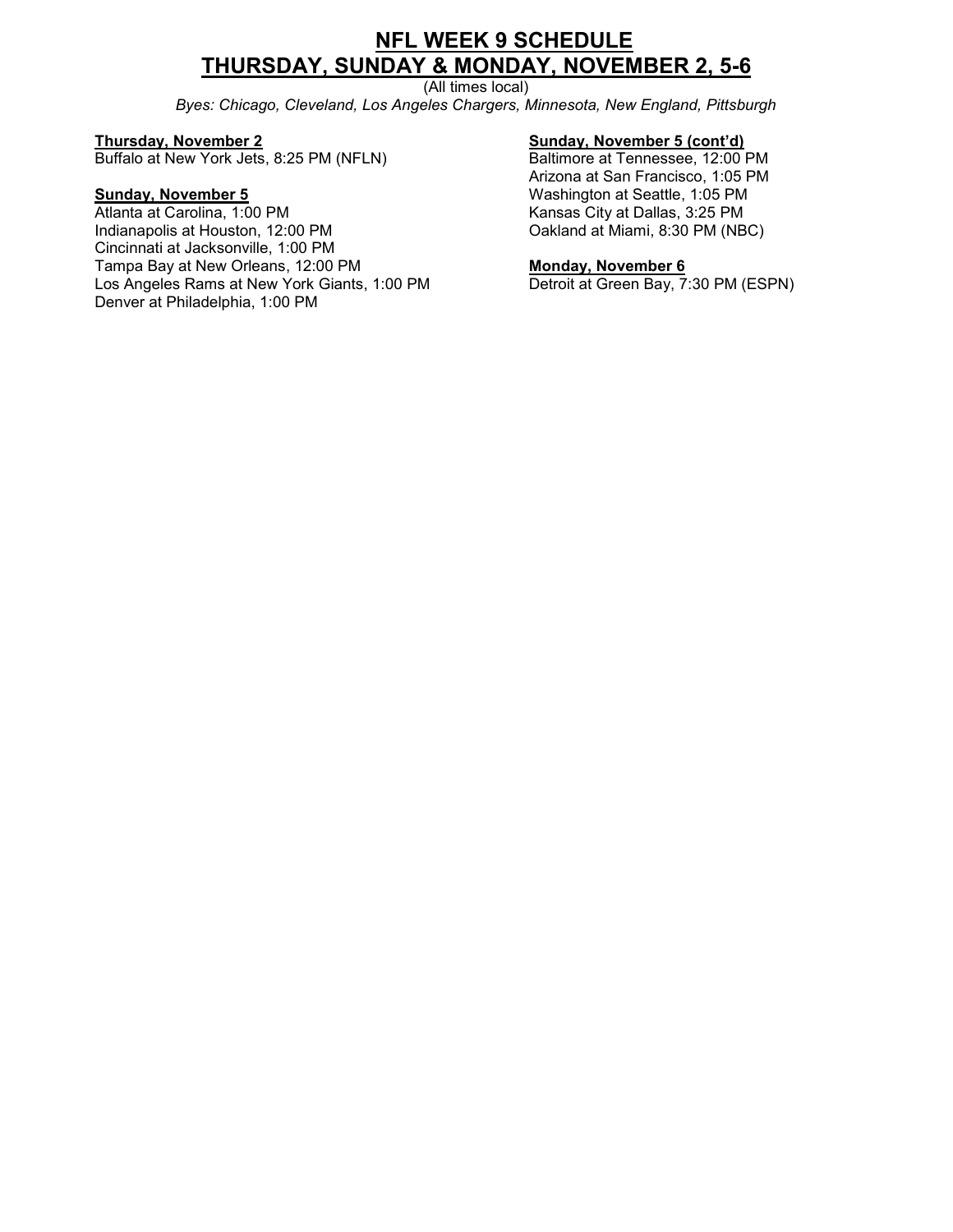## NFL WEEK 9 SCHEDULE
## THURSDAY, SUNDAY & MONDAY, NOVEMBER 2, 5-6

(All times local)

*Byes: Chicago, Cleveland, Los Angeles Chargers, Minnesota, New England, Pittsburgh*

**Thursday, November 2**

Buffalo at New York Jets, 8:25 PM (NFLN)

**Sunday, November 5**

Atlanta at Carolina, 1:00 PM
Indianapolis at Houston, 12:00 PM
Cincinnati at Jacksonville, 1:00 PM
Tampa Bay at New Orleans, 12:00 PM
Los Angeles Rams at New York Giants, 1:00 PM
Denver at Philadelphia, 1:00 PM

**Sunday, November 5 (cont'd)**

Baltimore at Tennessee, 12:00 PM
Arizona at San Francisco, 1:05 PM
Washington at Seattle, 1:05 PM
Kansas City at Dallas, 3:25 PM
Oakland at Miami, 8:30 PM (NBC)

**Monday, November 6**

Detroit at Green Bay, 7:30 PM (ESPN)